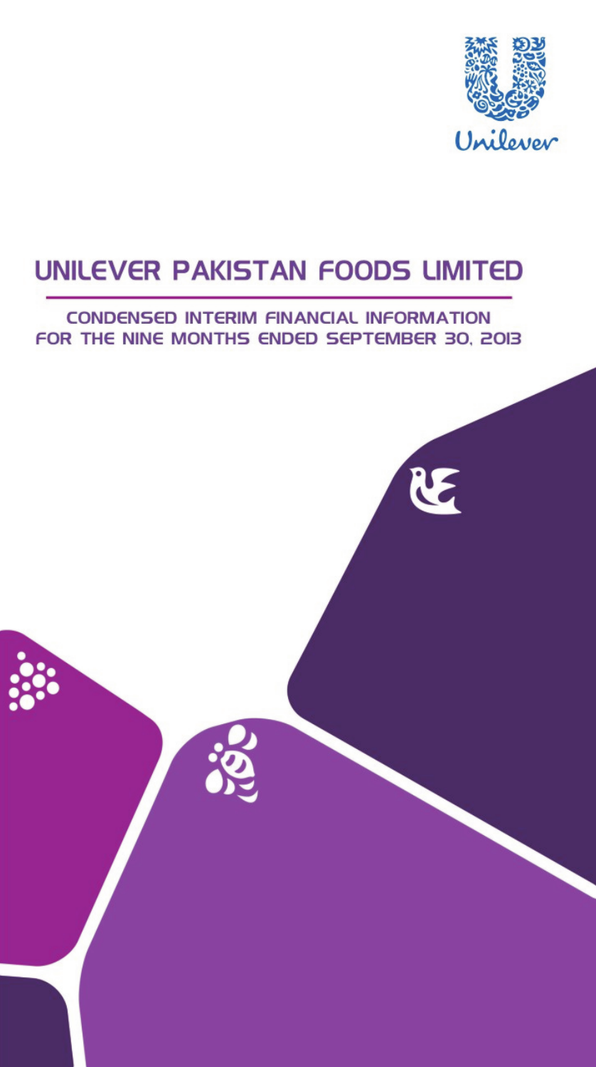Unilever

# UNILEVER PAKISTAN FOODS LIMITED

## CONDENSED INTERIM FINANCIAL INFORMATION FOR THE NINE MONTHS ENDED SEPTEMBER 30, 2013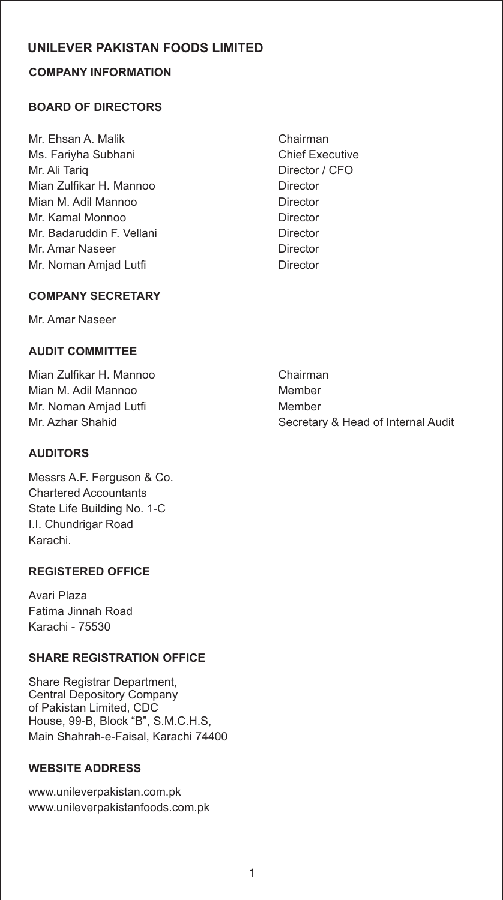# UNILEVER PAKISTAN FOODS LIMITED

## COMPANY INFORMATION

### BOARD OF DIRECTORS

| | |
|---|---|
| Mr. Ehsan A. Malik | Chairman |
| Ms. Fariyha Subhani | Chief Executive |
| Mr. Ali Tariq | Director / CFO |
| Mian Zulfikar H. Mannoo | Director |
| Mian M. Adil Mannoo | Director |
| Mr. Kamal Monnoo | Director |
| Mr. Badaruddin F. Vellani | Director |
| Mr. Amar Naseer | Director |
| Mr. Noman Amjad Lutfi | Director |

### COMPANY SECRETARY

Mr. Amar Naseer

### AUDIT COMMITTEE

| | |
|---|---|
| Mian Zulfikar H. Mannoo | Chairman |
| Mian M. Adil Mannoo | Member |
| Mr. Noman Amjad Lutfi | Member |
| Mr. Azhar Shahid | Secretary & Head of Internal Audit |

### AUDITORS

Messrs A.F. Ferguson & Co.
Chartered Accountants
State Life Building No. 1-C
I.I. Chundrigar Road
Karachi.

### REGISTERED OFFICE

Avari Plaza
Fatima Jinnah Road
Karachi - 75530

### SHARE REGISTRATION OFFICE

Share Registrar Department,
Central Depository Company
of Pakistan Limited, CDC
House, 99-B, Block "B", S.M.C.H.S,
Main Shahrah-e-Faisal, Karachi 74400

### WEBSITE ADDRESS

www.unileverpakistan.com.pk
www.unileverpakistanfoods.com.pk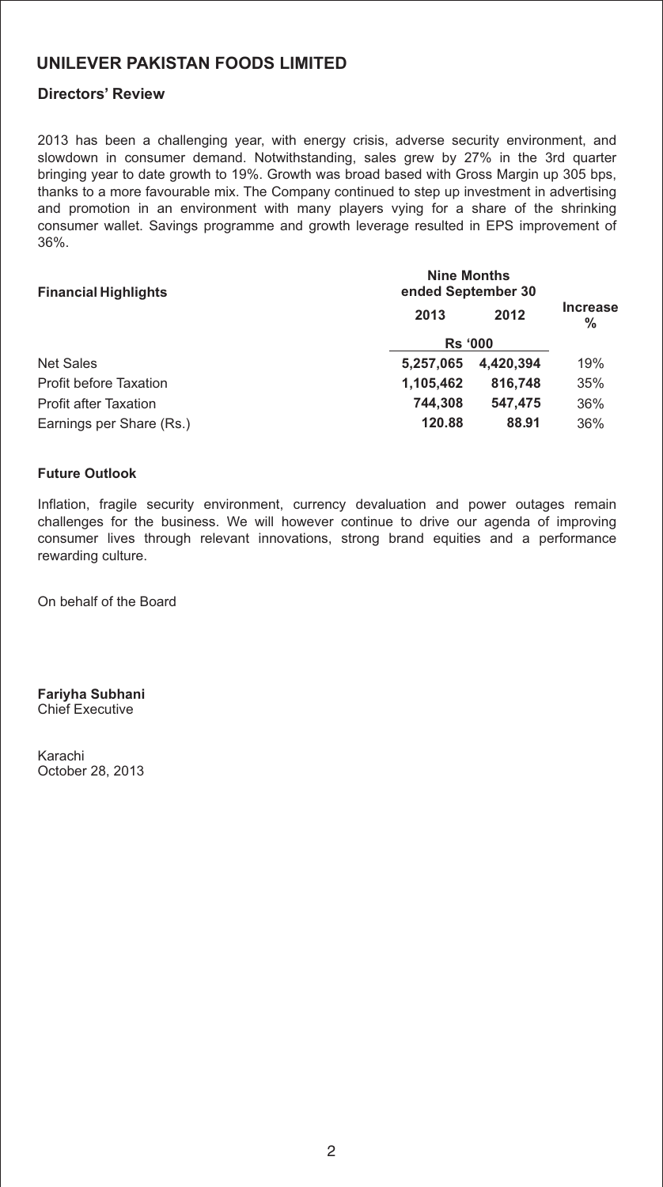# UNILEVER PAKISTAN FOODS LIMITED

## Directors' Review

2013 has been a challenging year, with energy crisis, adverse security environment, and slowdown in consumer demand. Notwithstanding, sales grew by 27% in the 3rd quarter bringing year to date growth to 19%. Growth was broad based with Gross Margin up 305 bps, thanks to a more favourable mix. The Company continued to step up investment in advertising and promotion in an environment with many players vying for a share of the shrinking consumer wallet. Savings programme and growth leverage resulted in EPS improvement of 36%.

| **Financial Highlights** | **Nine Months ended September 30** | | |
|---|---|---|---|
| | **2013** | **2012** | **Increase %** |
| | **Rs '000** | | |
| Net Sales | **5,257,065** | **4,420,394** | 19% |
| Profit before Taxation | **1,105,462** | **816,748** | 35% |
| Profit after Taxation | **744,308** | **547,475** | 36% |
| Earnings per Share (Rs.) | **120.88** | **88.91** | 36% |

### Future Outlook

Inflation, fragile security environment, currency devaluation and power outages remain challenges for the business. We will however continue to drive our agenda of improving consumer lives through relevant innovations, strong brand equities and a performance rewarding culture.

On behalf of the Board

**Fariyha Subhani**
Chief Executive

Karachi
October 28, 2013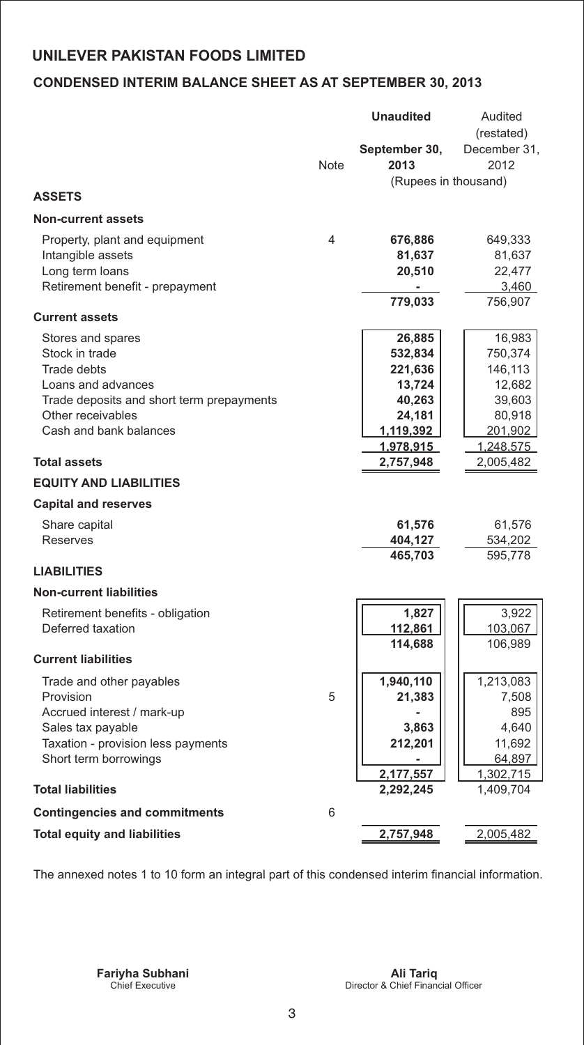# UNILEVER PAKISTAN FOODS LIMITED

## CONDENSED INTERIM BALANCE SHEET AS AT SEPTEMBER 30, 2013

| | Note | **Unaudited** | Audited (restated) |
|---|---|---|---|
| | | **September 30, 2013** | December 31, 2012 |
| | | (Rupees in thousand) | |
| **ASSETS** | | | |
| **Non-current assets** | | | |
| Property, plant and equipment | 4 | **676,886** | 649,333 |
| Intangible assets | | **81,637** | 81,637 |
| Long term loans | | **20,510** | 22,477 |
| Retirement benefit - prepayment | | **-** | 3,460 |
| | | **779,033** | 756,907 |
| **Current assets** | | | |
| Stores and spares | | **26,885** | 16,983 |
| Stock in trade | | **532,834** | 750,374 |
| Trade debts | | **221,636** | 146,113 |
| Loans and advances | | **13,724** | 12,682 |
| Trade deposits and short term prepayments | | **40,263** | 39,603 |
| Other receivables | | **24,181** | 80,918 |
| Cash and bank balances | | **1,119,392** | 201,902 |
| | | **1,978,915** | 1,248,575 |
| **Total assets** | | **2,757,948** | 2,005,482 |
| **EQUITY AND LIABILITIES** | | | |
| **Capital and reserves** | | | |
| Share capital | | **61,576** | 61,576 |
| Reserves | | **404,127** | 534,202 |
| | | **465,703** | 595,778 |
| **LIABILITIES** | | | |
| **Non-current liabilities** | | | |
| Retirement benefits - obligation | | **1,827** | 3,922 |
| Deferred taxation | | **112,861** | 103,067 |
| | | **114,688** | 106,989 |
| **Current liabilities** | | | |
| Trade and other payables | | **1,940,110** | 1,213,083 |
| Provision | 5 | **21,383** | 7,508 |
| Accrued interest / mark-up | | **-** | 895 |
| Sales tax payable | | **3,863** | 4,640 |
| Taxation - provision less payments | | **212,201** | 11,692 |
| Short term borrowings | | **-** | 64,897 |
| | | **2,177,557** | 1,302,715 |
| **Total liabilities** | | **2,292,245** | 1,409,704 |
| **Contingencies and commitments** | 6 | | |
| **Total equity and liabilities** | | **2,757,948** | 2,005,482 |

The annexed notes 1 to 10 form an integral part of this condensed interim financial information.

**Fariyha Subhani**
Chief Executive

**Ali Tariq**
Director & Chief Financial Officer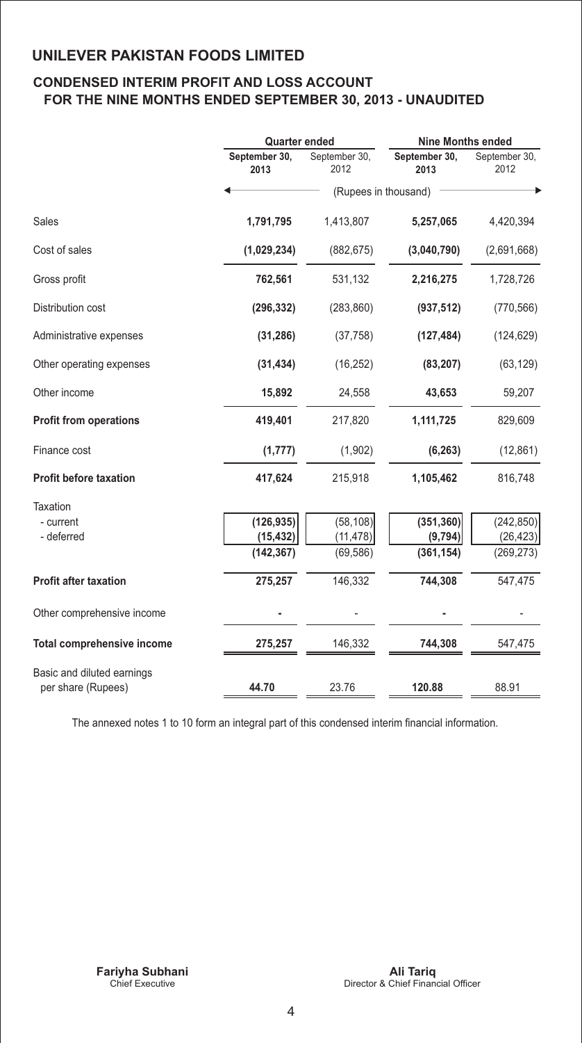## UNILEVER PAKISTAN FOODS LIMITED

### CONDENSED INTERIM PROFIT AND LOSS ACCOUNT FOR THE NINE MONTHS ENDED SEPTEMBER 30, 2013 - UNAUDITED

| | Quarter ended | | Nine Months ended | |
|---|---|---|---|---|
| | **September 30, 2013** | September 30, 2012 | **September 30, 2013** | September 30, 2012 |
| | (Rupees in thousand) | | | |
| Sales | **1,791,795** | 1,413,807 | **5,257,065** | 4,420,394 |
| Cost of sales | **(1,029,234)** | (882,675) | **(3,040,790)** | (2,691,668) |
| Gross profit | **762,561** | 531,132 | **2,216,275** | 1,728,726 |
| Distribution cost | **(296,332)** | (283,860) | **(937,512)** | (770,566) |
| Administrative expenses | **(31,286)** | (37,758) | **(127,484)** | (124,629) |
| Other operating expenses | **(31,434)** | (16,252) | **(83,207)** | (63,129) |
| Other income | **15,892** | 24,558 | **43,653** | 59,207 |
| **Profit from operations** | **419,401** | 217,820 | **1,111,725** | 829,609 |
| Finance cost | **(1,777)** | (1,902) | **(6,263)** | (12,861) |
| **Profit before taxation** | **417,624** | 215,918 | **1,105,462** | 816,748 |
| Taxation | | | | |
| - current | **(126,935)** | (58,108) | **(351,360)** | (242,850) |
| - deferred | **(15,432)** | (11,478) | **(9,794)** | (26,423) |
| | **(142,367)** | (69,586) | **(361,154)** | (269,273) |
| **Profit after taxation** | **275,257** | 146,332 | **744,308** | 547,475 |
| Other comprehensive income | **-** | - | **-** | - |
| **Total comprehensive income** | **275,257** | 146,332 | **744,308** | 547,475 |
| Basic and diluted earnings per share (Rupees) | **44.70** | 23.76 | **120.88** | 88.91 |

The annexed notes 1 to 10 form an integral part of this condensed interim financial information.

**Fariyha Subhani**
Chief Executive

**Ali Tariq**
Director & Chief Financial Officer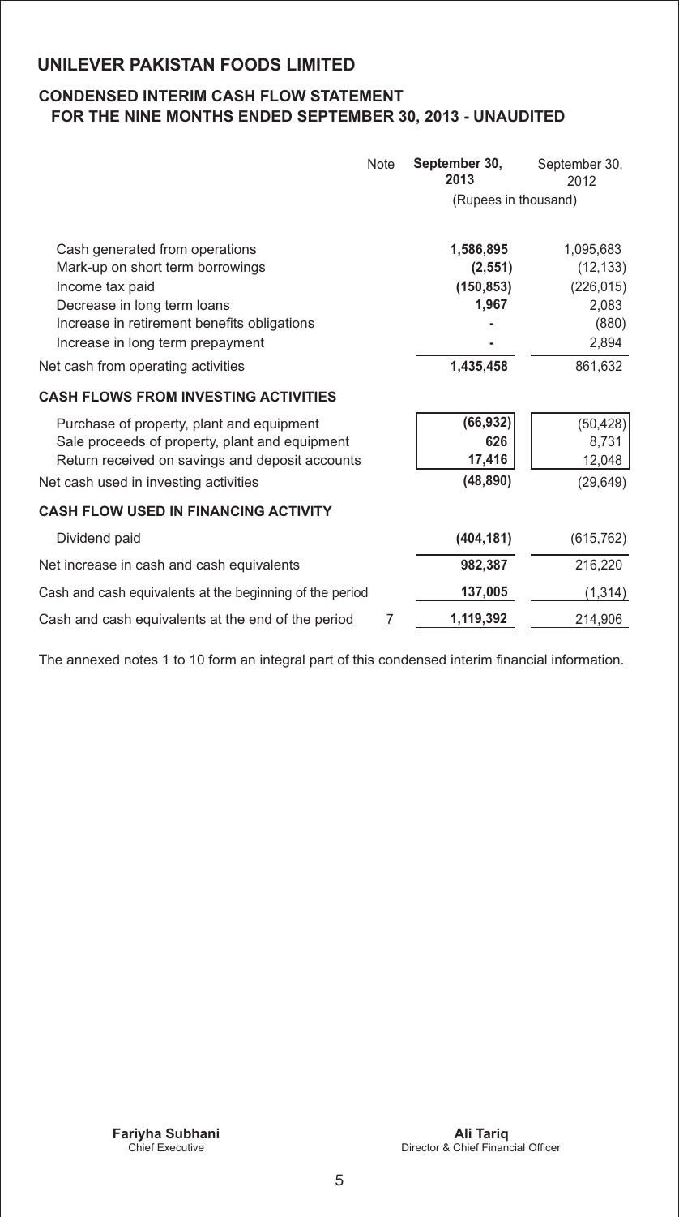# UNILEVER PAKISTAN FOODS LIMITED

## CONDENSED INTERIM CASH FLOW STATEMENT FOR THE NINE MONTHS ENDED SEPTEMBER 30, 2013 - UNAUDITED

| | Note | September 30, 2013 | September 30, 2012 |
|---|---|---|---|
| | | (Rupees in thousand) | |
| Cash generated from operations | | **1,586,895** | 1,095,683 |
| Mark-up on short term borrowings | | **(2,551)** | (12,133) |
| Income tax paid | | **(150,853)** | (226,015) |
| Decrease in long term loans | | **1,967** | 2,083 |
| Increase in retirement benefits obligations | | **-** | (880) |
| Increase in long term prepayment | | **-** | 2,894 |
| Net cash from operating activities | | **1,435,458** | 861,632 |
| **CASH FLOWS FROM INVESTING ACTIVITIES** | | | |
| Purchase of property, plant and equipment | | **(66,932)** | (50,428) |
| Sale proceeds of property, plant and equipment | | **626** | 8,731 |
| Return received on savings and deposit accounts | | **17,416** | 12,048 |
| Net cash used in investing activities | | **(48,890)** | (29,649) |
| **CASH FLOW USED IN FINANCING ACTIVITY** | | | |
| Dividend paid | | **(404,181)** | (615,762) |
| Net increase in cash and cash equivalents | | **982,387** | 216,220 |
| Cash and cash equivalents at the beginning of the period | | **137,005** | (1,314) |
| Cash and cash equivalents at the end of the period | 7 | **1,119,392** | 214,906 |

The annexed notes 1 to 10 form an integral part of this condensed interim financial information.

**Fariyha Subhani**
Chief Executive

**Ali Tariq**
Director & Chief Financial Officer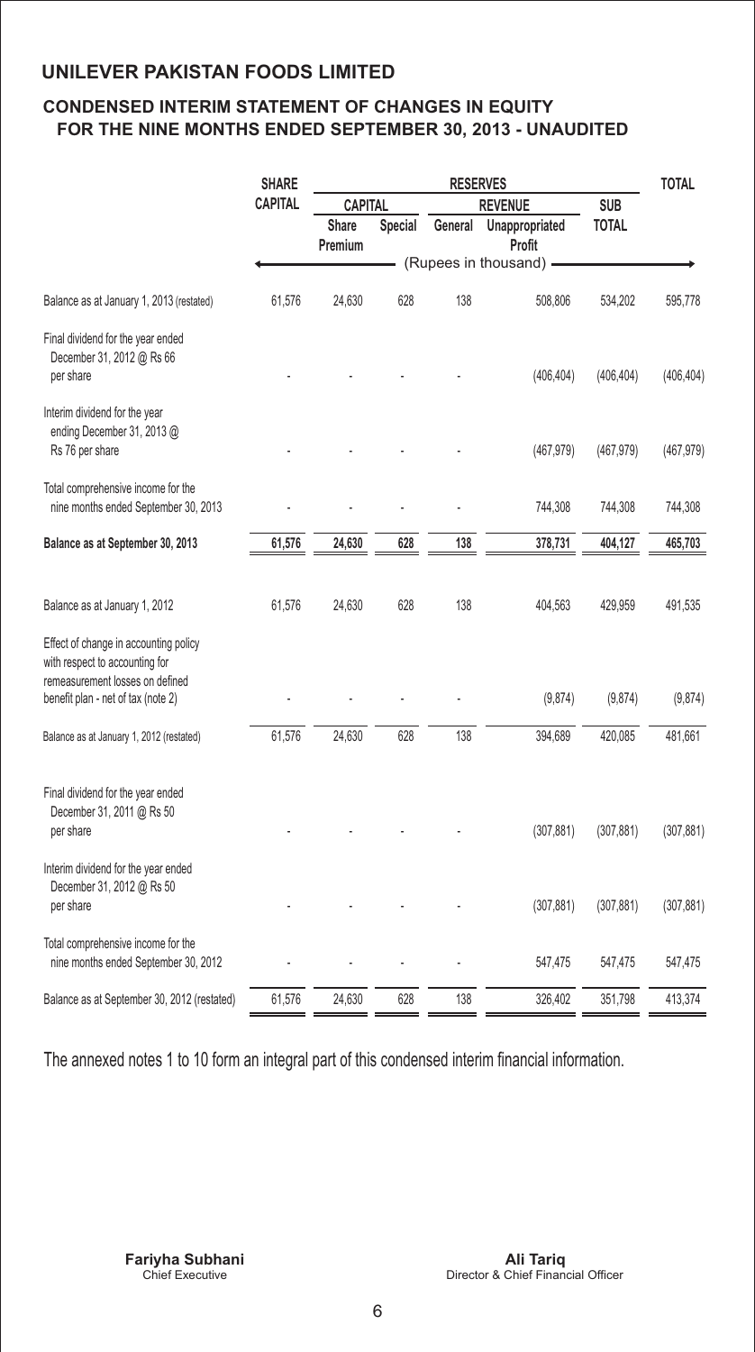## UNILEVER PAKISTAN FOODS LIMITED

### CONDENSED INTERIM STATEMENT OF CHANGES IN EQUITY FOR THE NINE MONTHS ENDED SEPTEMBER 30, 2013 - UNAUDITED

| | SHARE CAPITAL | RESERVES | | | | | TOTAL |
|---|---|---|---|---|---|---|---|
| | | CAPITAL | | REVENUE | | SUB TOTAL | |
| | | Share Premium | Special | General | Unappropriated Profit | | |
| | (Rupees in thousand) | | | | | | |
| Balance as at January 1, 2013 (restated) | 61,576 | 24,630 | 628 | 138 | 508,806 | 534,202 | 595,778 |
| Final dividend for the year ended December 31, 2012 @ Rs 66 per share | - | - | - | - | (406,404) | (406,404) | (406,404) |
| Interim dividend for the year ending December 31, 2013 @ Rs 76 per share | - | - | - | - | (467,979) | (467,979) | (467,979) |
| Total comprehensive income for the nine months ended September 30, 2013 | - | - | - | - | 744,308 | 744,308 | 744,308 |
| **Balance as at September 30, 2013** | **61,576** | **24,630** | **628** | **138** | **378,731** | **404,127** | **465,703** |
| Balance as at January 1, 2012 | 61,576 | 24,630 | 628 | 138 | 404,563 | 429,959 | 491,535 |
| Effect of change in accounting policy with respect to accounting for remeasurement losses on defined benefit plan - net of tax (note 2) | - | - | - | - | (9,874) | (9,874) | (9,874) |
| Balance as at January 1, 2012 (restated) | 61,576 | 24,630 | 628 | 138 | 394,689 | 420,085 | 481,661 |
| Final dividend for the year ended December 31, 2011 @ Rs 50 per share | - | - | - | - | (307,881) | (307,881) | (307,881) |
| Interim dividend for the year ended December 31, 2012 @ Rs 50 per share | - | - | - | - | (307,881) | (307,881) | (307,881) |
| Total comprehensive income for the nine months ended September 30, 2012 | - | - | - | - | 547,475 | 547,475 | 547,475 |
| Balance as at September 30, 2012 (restated) | 61,576 | 24,630 | 628 | 138 | 326,402 | 351,798 | 413,374 |

The annexed notes 1 to 10 form an integral part of this condensed interim financial information.

**Fariyha Subhani**
Chief Executive

**Ali Tariq**
Director & Chief Financial Officer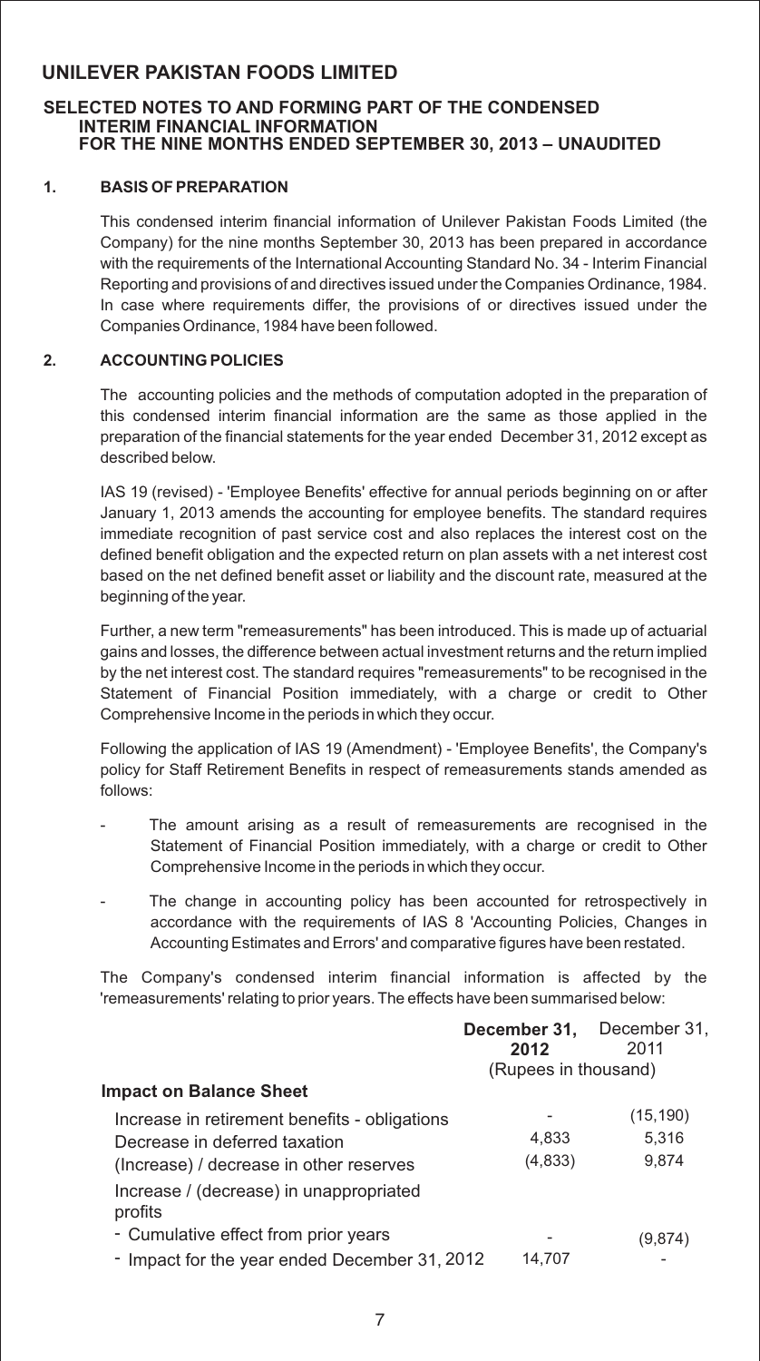# UNILEVER PAKISTAN FOODS LIMITED

## SELECTED NOTES TO AND FORMING PART OF THE CONDENSED INTERIM FINANCIAL INFORMATION FOR THE NINE MONTHS ENDED SEPTEMBER 30, 2013 – UNAUDITED

### 1. BASIS OF PREPARATION

This condensed interim financial information of Unilever Pakistan Foods Limited (the Company) for the nine months September 30, 2013 has been prepared in accordance with the requirements of the International Accounting Standard No. 34 - Interim Financial Reporting and provisions of and directives issued under the Companies Ordinance, 1984. In case where requirements differ, the provisions of or directives issued under the Companies Ordinance, 1984 have been followed.

### 2. ACCOUNTING POLICIES

The accounting policies and the methods of computation adopted in the preparation of this condensed interim financial information are the same as those applied in the preparation of the financial statements for the year ended December 31, 2012 except as described below.

IAS 19 (revised) - 'Employee Benefits' effective for annual periods beginning on or after January 1, 2013 amends the accounting for employee benefits. The standard requires immediate recognition of past service cost and also replaces the interest cost on the defined benefit obligation and the expected return on plan assets with a net interest cost based on the net defined benefit asset or liability and the discount rate, measured at the beginning of the year.

Further, a new term "remeasurements" has been introduced. This is made up of actuarial gains and losses, the difference between actual investment returns and the return implied by the net interest cost. The standard requires "remeasurements" to be recognised in the Statement of Financial Position immediately, with a charge or credit to Other Comprehensive Income in the periods in which they occur.

Following the application of IAS 19 (Amendment) - 'Employee Benefits', the Company's policy for Staff Retirement Benefits in respect of remeasurements stands amended as follows:

- The amount arising as a result of remeasurements are recognised in the Statement of Financial Position immediately, with a charge or credit to Other Comprehensive Income in the periods in which they occur.
- The change in accounting policy has been accounted for retrospectively in accordance with the requirements of IAS 8 'Accounting Policies, Changes in Accounting Estimates and Errors' and comparative figures have been restated.

The Company's condensed interim financial information is affected by the 'remeasurements' relating to prior years. The effects have been summarised below:

| | **December 31, 2012** | December 31, 2011 |
|---|---|---|
| | (Rupees in thousand) | |
| **Impact on Balance Sheet** | | |
| Increase in retirement benefits - obligations | - | (15,190) |
| Decrease in deferred taxation | 4,833 | 5,316 |
| (Increase) / decrease in other reserves | (4,833) | 9,874 |
| Increase / (decrease) in unappropriated profits | | |
| - Cumulative effect from prior years | - | (9,874) |
| - Impact for the year ended December 31, 2012 | 14,707 | - |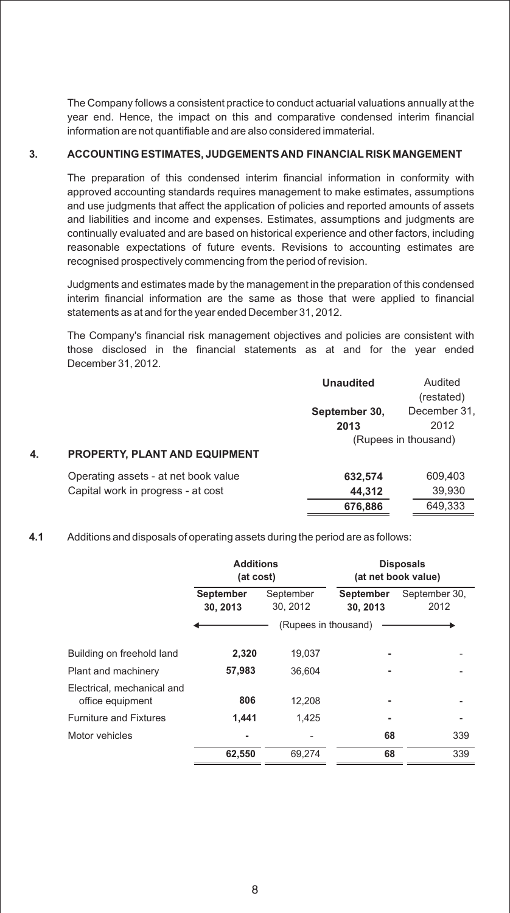The Company follows a consistent practice to conduct actuarial valuations annually at the year end. Hence, the impact on this and comparative condensed interim financial information are not quantifiable and are also considered immaterial.

## 3. ACCOUNTING ESTIMATES, JUDGEMENTS AND FINANCIAL RISK MANGEMENT

The preparation of this condensed interim financial information in conformity with approved accounting standards requires management to make estimates, assumptions and use judgments that affect the application of policies and reported amounts of assets and liabilities and income and expenses. Estimates, assumptions and judgments are continually evaluated and are based on historical experience and other factors, including reasonable expectations of future events. Revisions to accounting estimates are recognised prospectively commencing from the period of revision.

Judgments and estimates made by the management in the preparation of this condensed interim financial information are the same as those that were applied to financial statements as at and for the year ended December 31, 2012.

The Company's financial risk management objectives and policies are consistent with those disclosed in the financial statements as at and for the year ended December 31, 2012.

## 4. PROPERTY, PLANT AND EQUIPMENT

| | **Unaudited** | Audited (restated) |
|---|---|---|
| | **September 30, 2013** | December 31, 2012 |
| | (Rupees in thousand) | |
| Operating assets - at net book value | **632,574** | 609,403 |
| Capital work in progress - at cost | **44,312** | 39,930 |
| | **676,886** | 649,333 |

**4.1** Additions and disposals of operating assets during the period are as follows:

| | **Additions (at cost)** | | **Disposals (at net book value)** | |
|---|---|---|---|---|
| | **September 30, 2013** | September 30, 2012 | **September 30, 2013** | September 30, 2012 |
| | (Rupees in thousand) | | | |
| Building on freehold land | **2,320** | 19,037 | **-** | - |
| Plant and machinery | **57,983** | 36,604 | **-** | - |
| Electrical, mechanical and office equipment | **806** | 12,208 | **-** | - |
| Furniture and Fixtures | **1,441** | 1,425 | **-** | - |
| Motor vehicles | **-** | - | **68** | 339 |
| | **62,550** | 69,274 | **68** | 339 |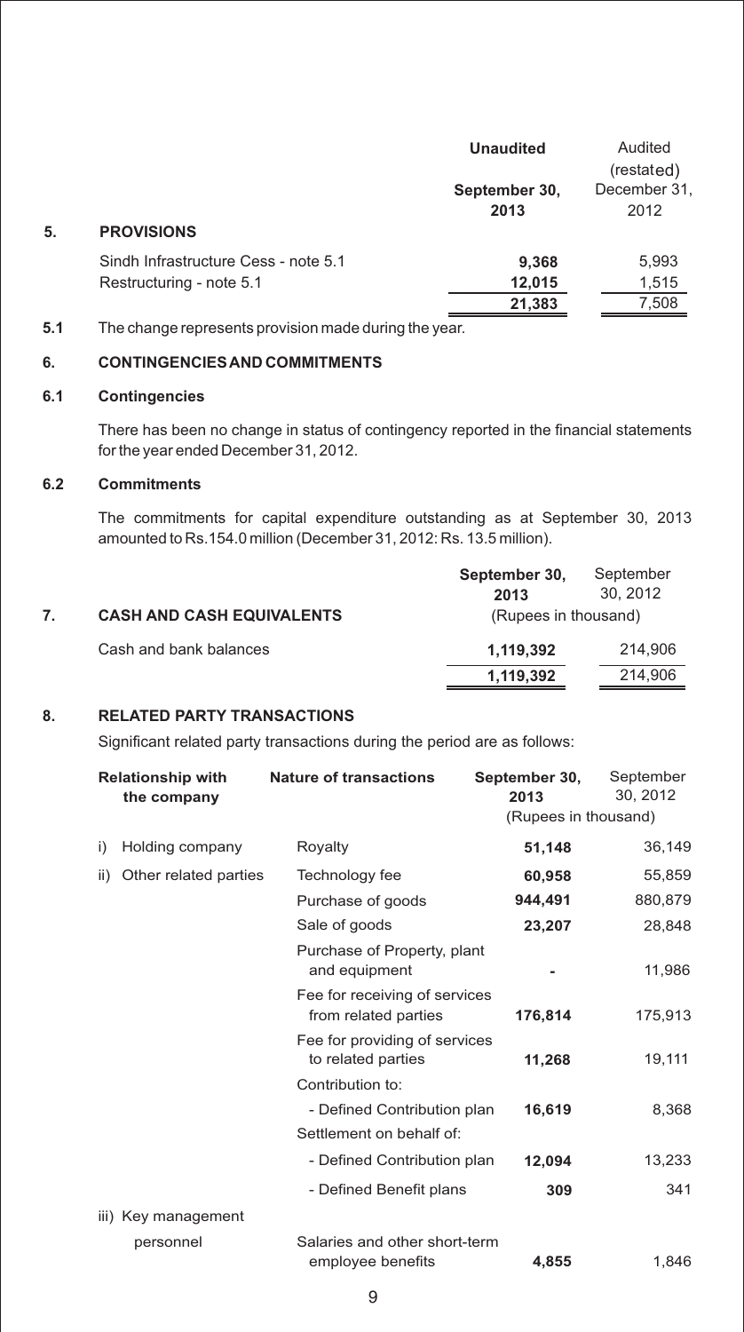| | | Unaudited | Audited (restated) |
|---|---|---|---|
| | | September 30, 2013 | December 31, 2012 |
| **5.** | **PROVISIONS** | | |
| | Sindh Infrastructure Cess - note 5.1 | 9,368 | 5,993 |
| | Restructuring - note 5.1 | 12,015 | 1,515 |
| | | 21,383 | 7,508 |

**5.1** The change represents provision made during the year.

## 6. CONTINGENCIES AND COMMITMENTS

### 6.1 Contingencies

There has been no change in status of contingency reported in the financial statements for the year ended December 31, 2012.

### 6.2 Commitments

The commitments for capital expenditure outstanding as at September 30, 2013 amounted to Rs.154.0 million (December 31, 2012: Rs. 13.5 million).

| | | September 30, 2013 | September 30, 2012 |
|---|---|---|---|
| **7.** | **CASH AND CASH EQUIVALENTS** | (Rupees in thousand) | |
| | Cash and bank balances | 1,119,392 | 214,906 |
| | | 1,119,392 | 214,906 |

## 8. RELATED PARTY TRANSACTIONS

Significant related party transactions during the period are as follows:

| Relationship with the company | Nature of transactions | September 30, 2013 | September 30, 2012 |
|---|---|---|---|
| | | (Rupees in thousand) | |
| i) Holding company | Royalty | 51,148 | 36,149 |
| ii) Other related parties | Technology fee | 60,958 | 55,859 |
| | Purchase of goods | 944,491 | 880,879 |
| | Sale of goods | 23,207 | 28,848 |
| | Purchase of Property, plant and equipment | - | 11,986 |
| | Fee for receiving of services from related parties | 176,814 | 175,913 |
| | Fee for providing of services to related parties | 11,268 | 19,111 |
| | Contribution to: | | |
| | - Defined Contribution plan | 16,619 | 8,368 |
| | Settlement on behalf of: | | |
| | - Defined Contribution plan | 12,094 | 13,233 |
| | - Defined Benefit plans | 309 | 341 |
| iii) Key management personnel | Salaries and other short-term employee benefits | 4,855 | 1,846 |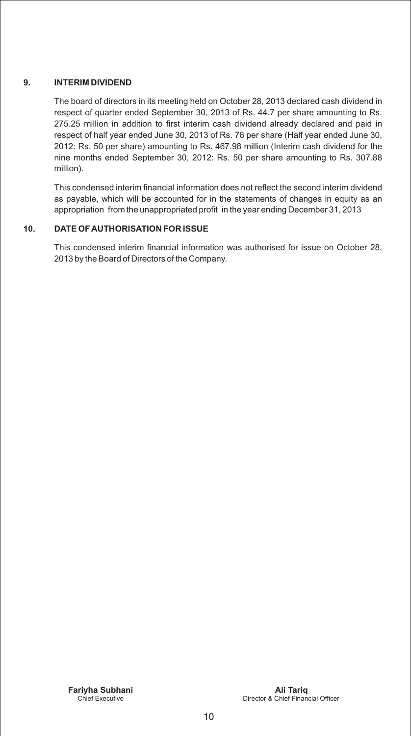## 9. INTERIM DIVIDEND

The board of directors in its meeting held on October 28, 2013 declared cash dividend in respect of quarter ended September 30, 2013 of Rs. 44.7 per share amounting to Rs. 275.25 million in addition to first interim cash dividend already declared and paid in respect of half year ended June 30, 2013 of Rs. 76 per share (Half year ended June 30, 2012: Rs. 50 per share) amounting to Rs. 467.98 million (Interim cash dividend for the nine months ended September 30, 2012: Rs. 50 per share amounting to Rs. 307.88 million).

This condensed interim financial information does not reflect the second interim dividend as payable, which will be accounted for in the statements of changes in equity as an appropriation from the unappropriated profit in the year ending December 31, 2013

## 10. DATE OF AUTHORISATION FOR ISSUE

This condensed interim financial information was authorised for issue on October 28, 2013 by the Board of Directors of the Company.

**Fariyha Subhani**
Chief Executive

**Ali Tariq**
Director & Chief Financial Officer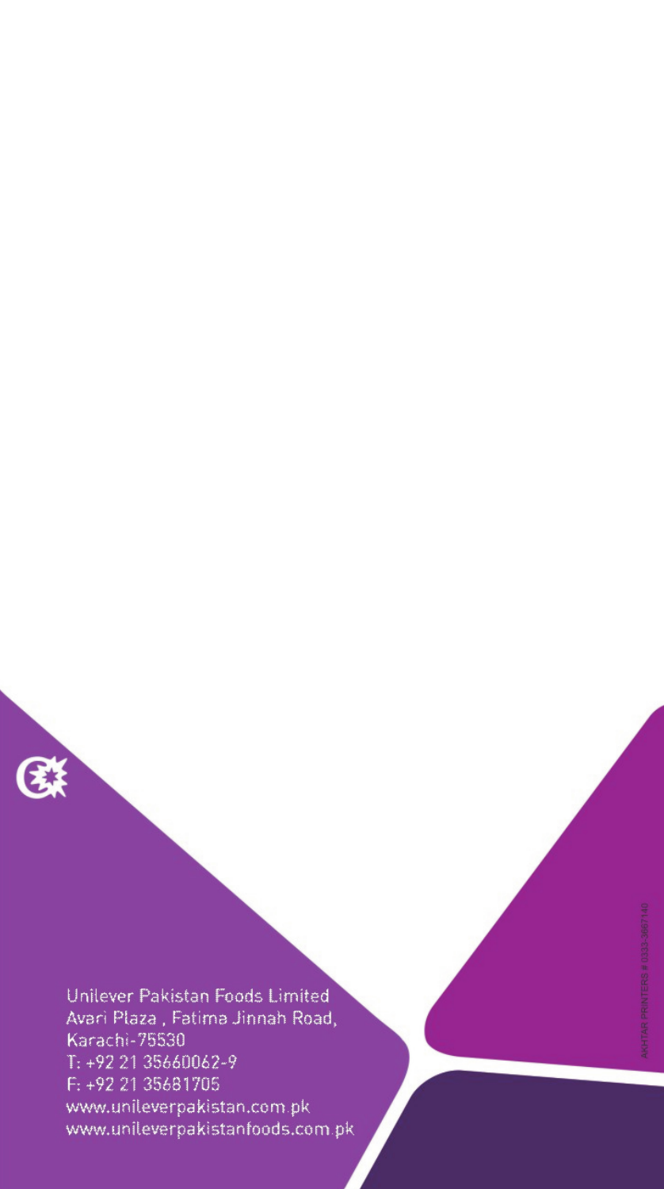Unilever Pakistan Foods Limited
Avari Plaza , Fatima Jinnah Road,
Karachi-75530
T: +92 21 35660062-9
F: +92 21 35681705
www.unileverpakistan.com.pk
www.unileverpakistanfoods.com.pk

AKHTAR PRINTERS # 0333-3667140